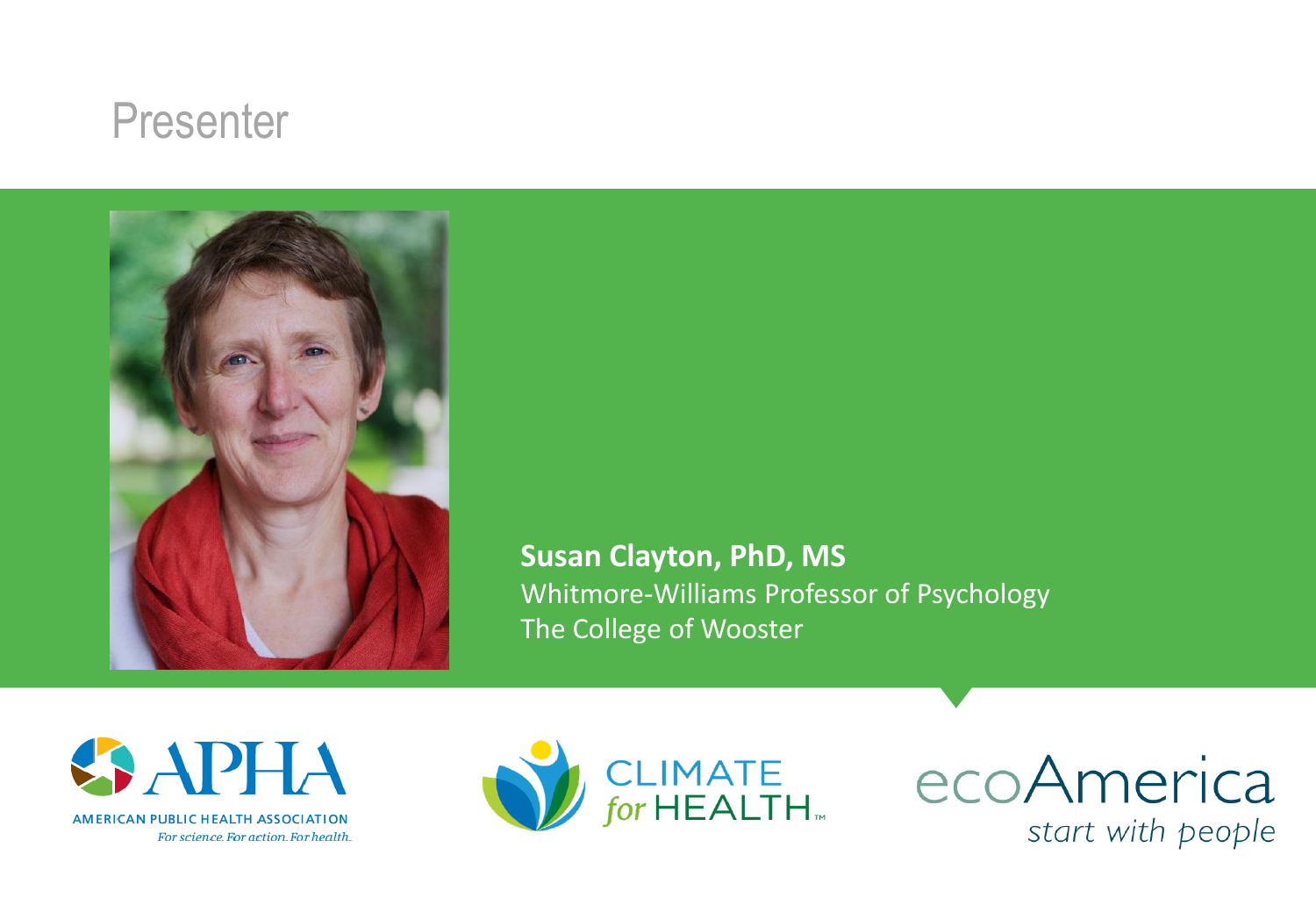# Presenter

**Susan Clayton, PhD, MS**
Whitmore-Williams Professor of Psychology
The College of Wooster

APHA
AMERICAN PUBLIC HEALTH ASSOCIATION
*For science. For action. For health.*

CLIMATE *for* HEALTH™

ecoAmerica
*start with people*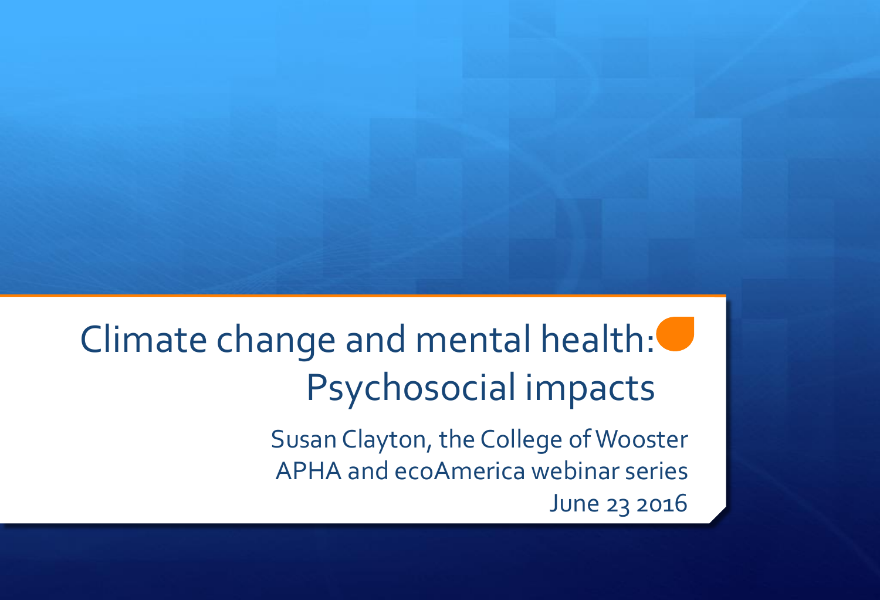# Climate change and mental health: Psychosocial impacts

Susan Clayton, the College of Wooster
APHA and ecoAmerica webinar series
June 23 2016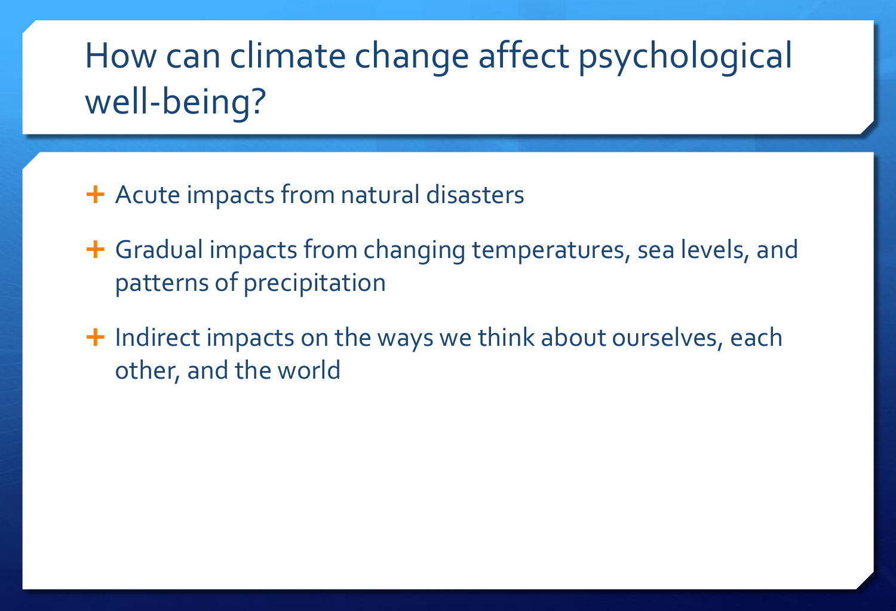# How can climate change affect psychological well-being?

- Acute impacts from natural disasters
- Gradual impacts from changing temperatures, sea levels, and patterns of precipitation
- Indirect impacts on the ways we think about ourselves, each other, and the world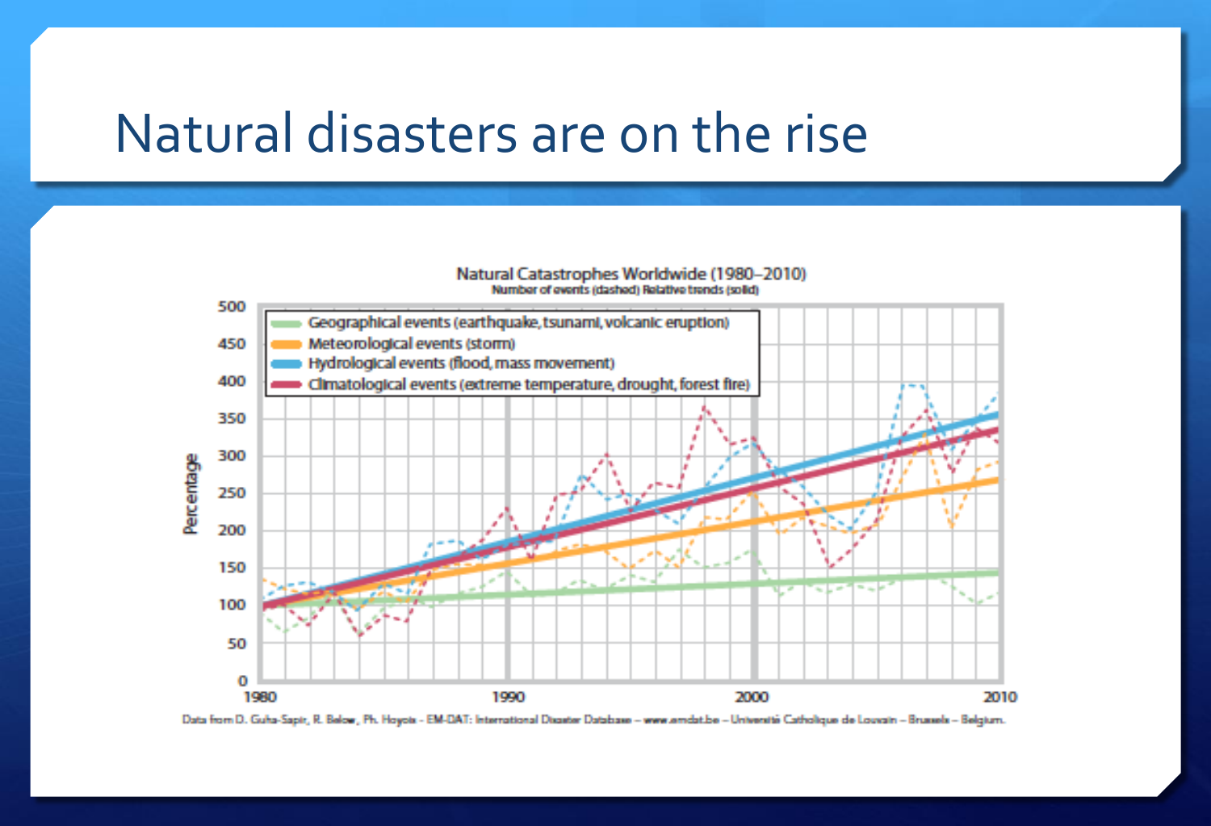# Natural disasters are on the rise

Natural Catastrophes Worldwide (1980–2010)

Number of events (dashed) Relative trends (solid)

- Geographical events (earthquake, tsunami, volcanic eruption)
- Meteorological events (storm)
- Hydrological events (flood, mass movement)
- Climatological events (extreme temperature, drought, forest fire)

Data from D. Guha-Sapir, R. Below, Ph. Hoyois - EM-DAT: International Disaster Database – www.emdat.be – Université Catholique de Louvain – Brussels – Belgium.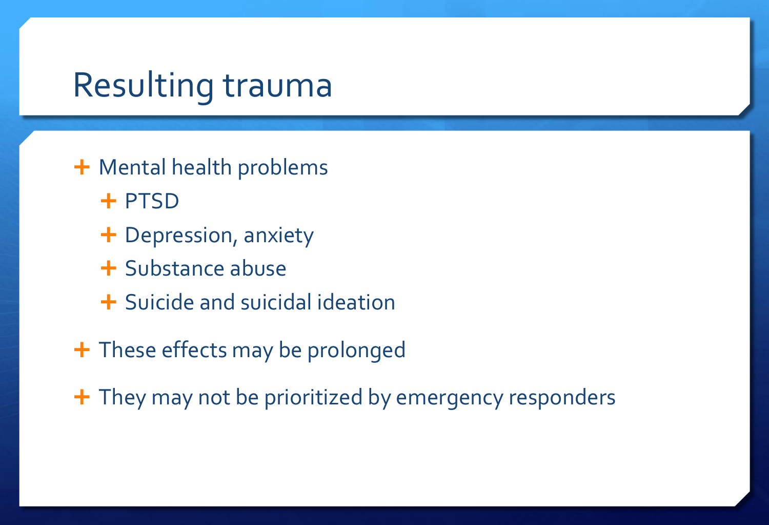# Resulting trauma

- Mental health problems
  - PTSD
  - Depression, anxiety
  - Substance abuse
  - Suicide and suicidal ideation
- These effects may be prolonged
- They may not be prioritized by emergency responders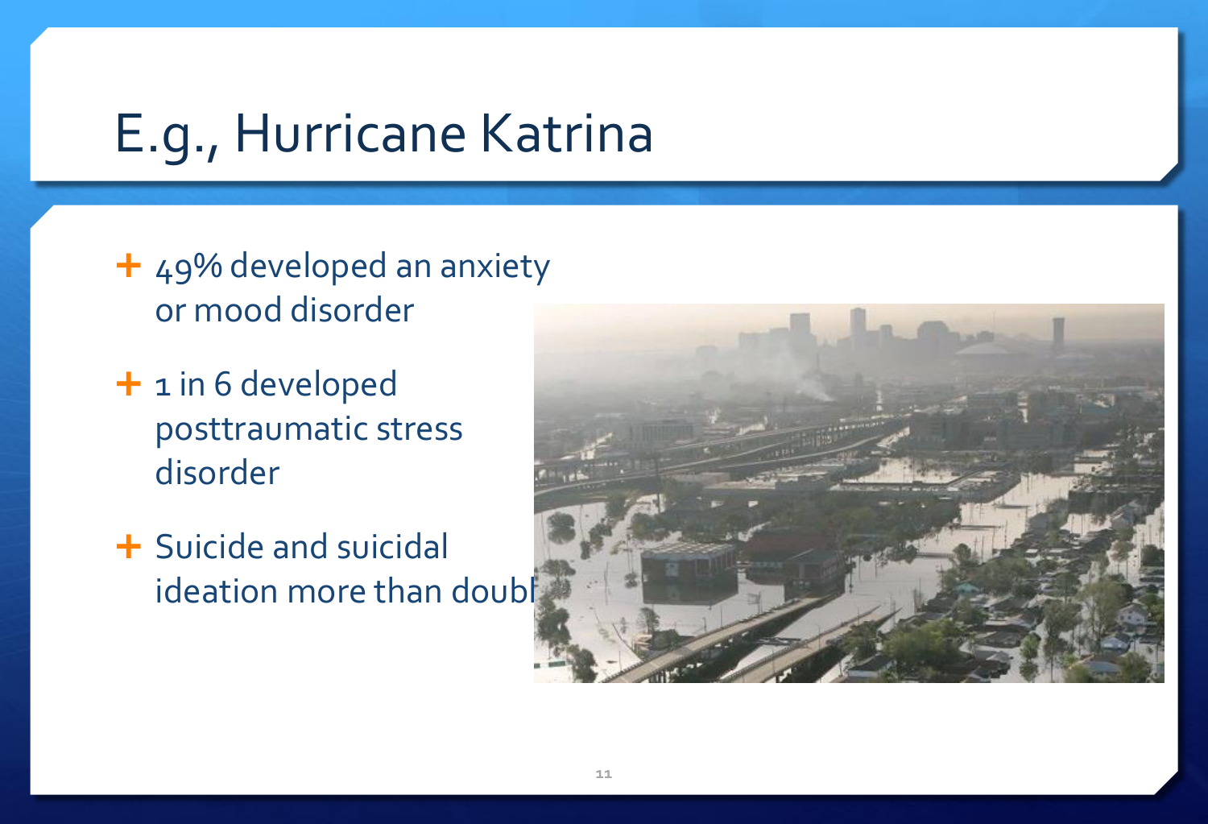# E.g., Hurricane Katrina

- 49% developed an anxiety or mood disorder
- 1 in 6 developed posttraumatic stress disorder
- Suicide and suicidal ideation more than doubl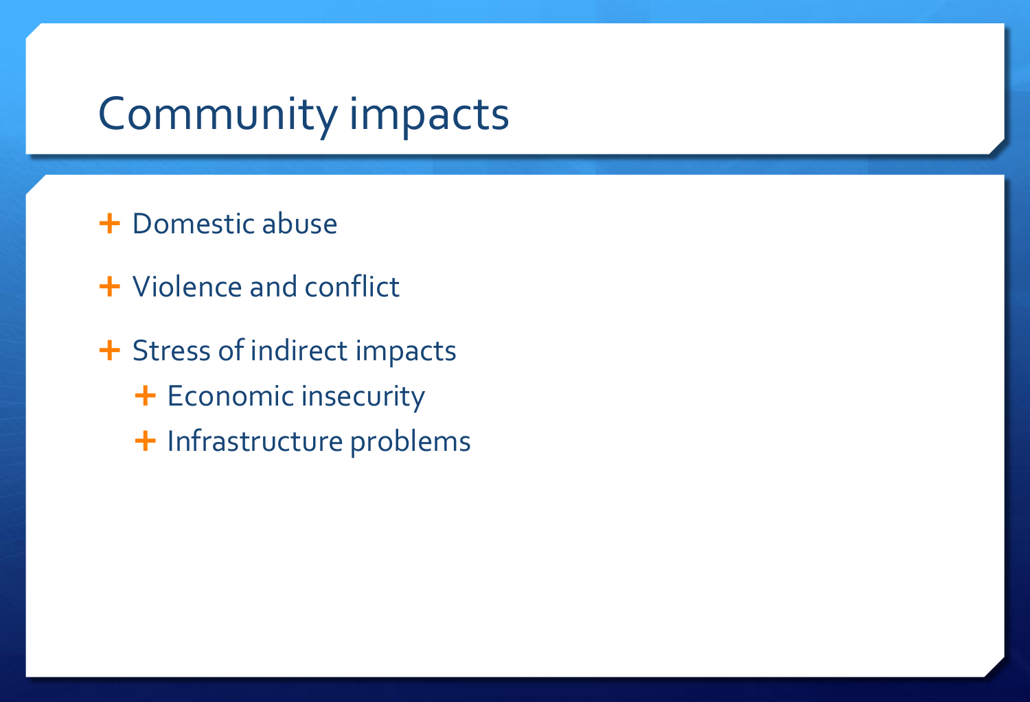# Community impacts

- Domestic abuse
- Violence and conflict
- Stress of indirect impacts
  - Economic insecurity
  - Infrastructure problems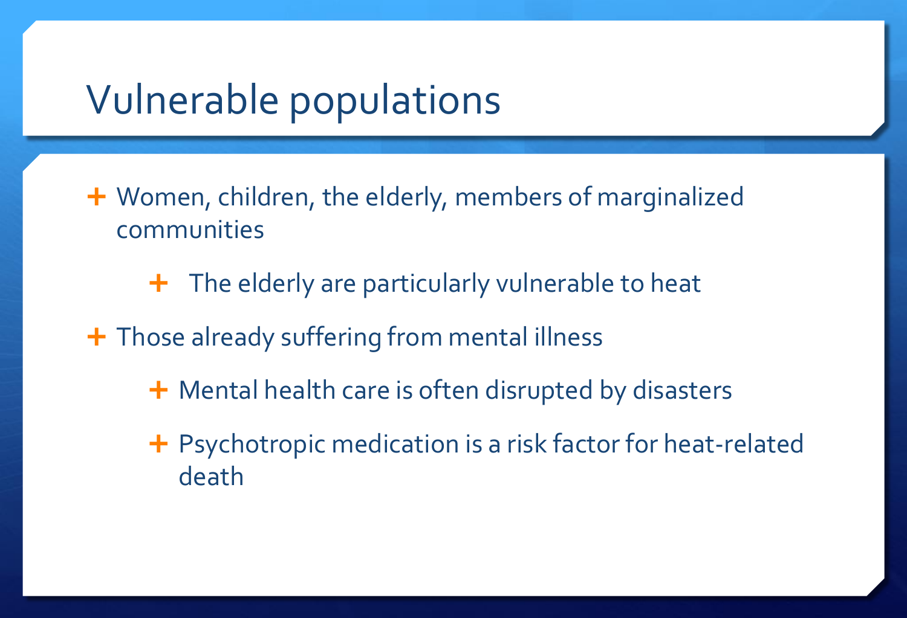# Vulnerable populations

- Women, children, the elderly, members of marginalized communities
  - The elderly are particularly vulnerable to heat
- Those already suffering from mental illness
  - Mental health care is often disrupted by disasters
  - Psychotropic medication is a risk factor for heat-related death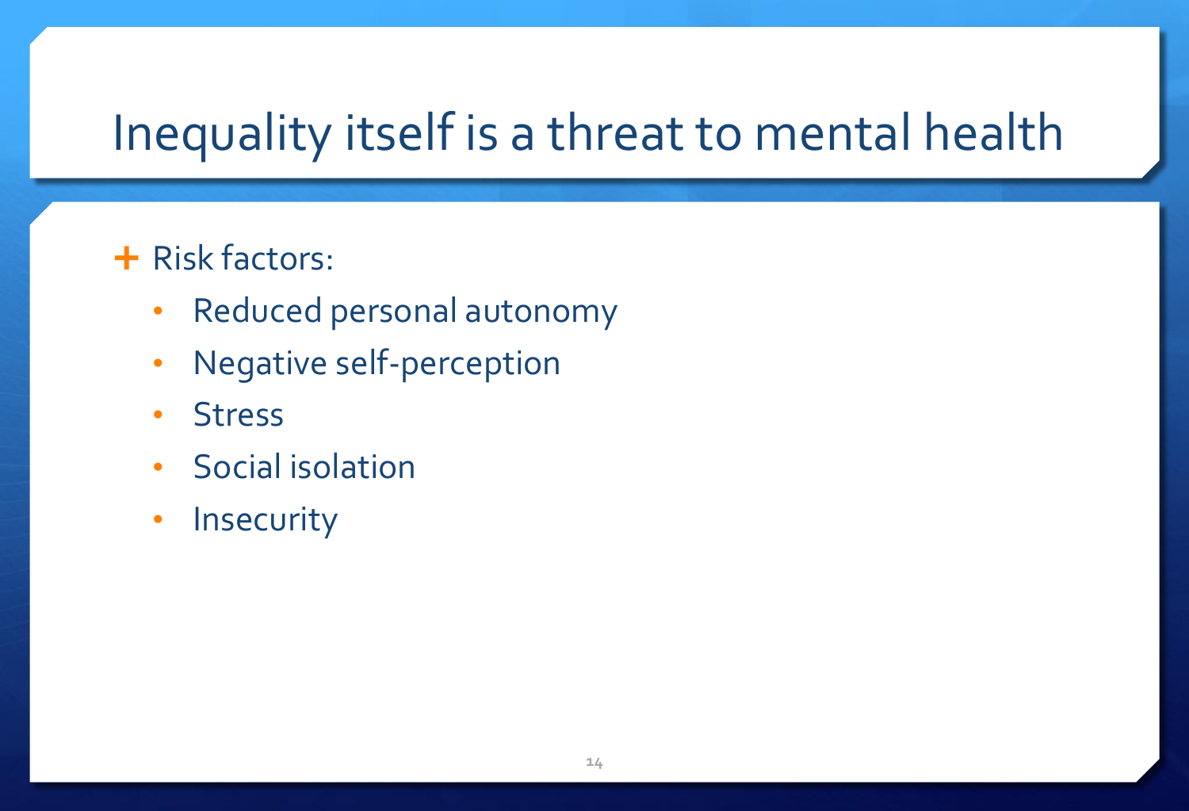# Inequality itself is a threat to mental health

- Risk factors:
  - Reduced personal autonomy
  - Negative self-perception
  - Stress
  - Social isolation
  - Insecurity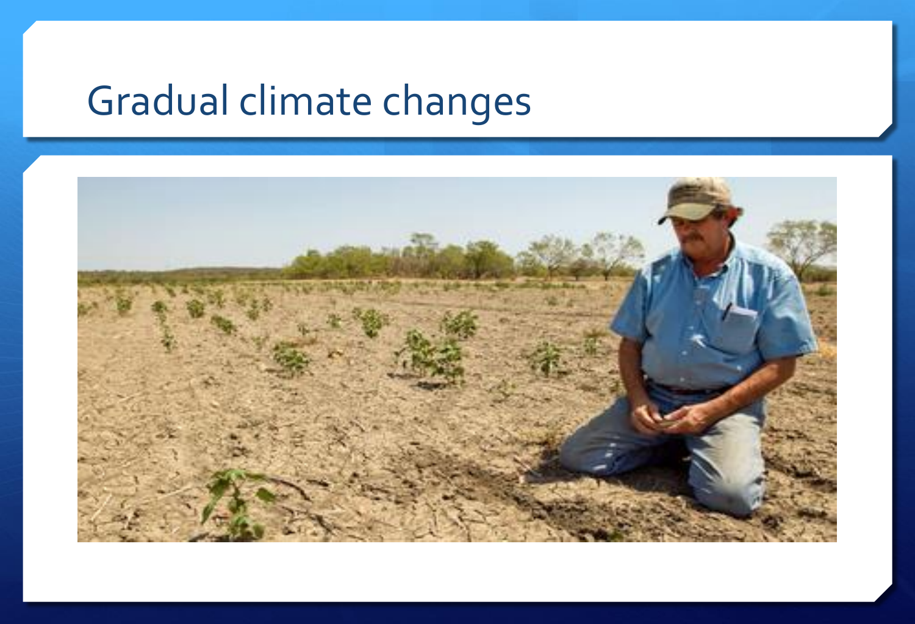# Gradual climate changes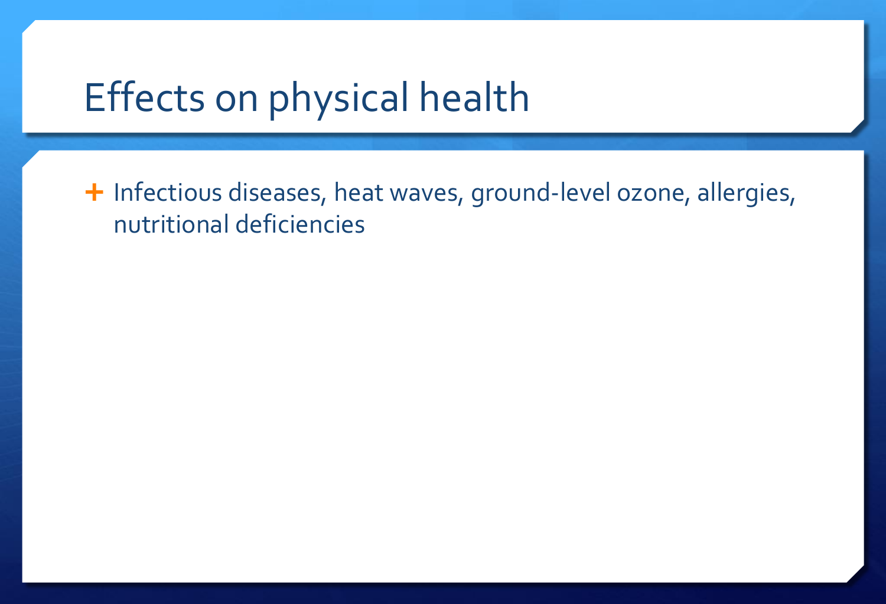# Effects on physical health

- Infectious diseases, heat waves, ground-level ozone, allergies, nutritional deficiencies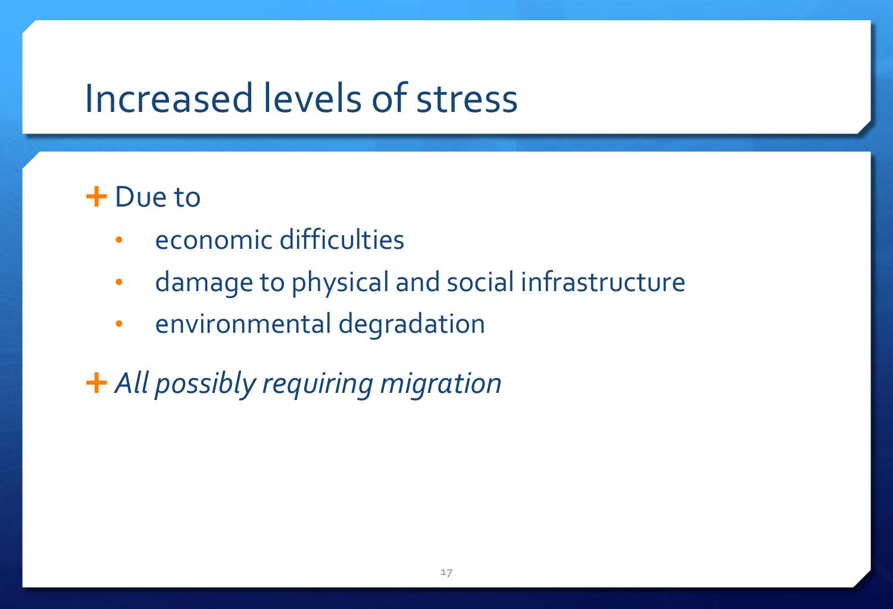# Increased levels of stress

- Due to
  - economic difficulties
  - damage to physical and social infrastructure
  - environmental degradation
- *All possibly requiring migration*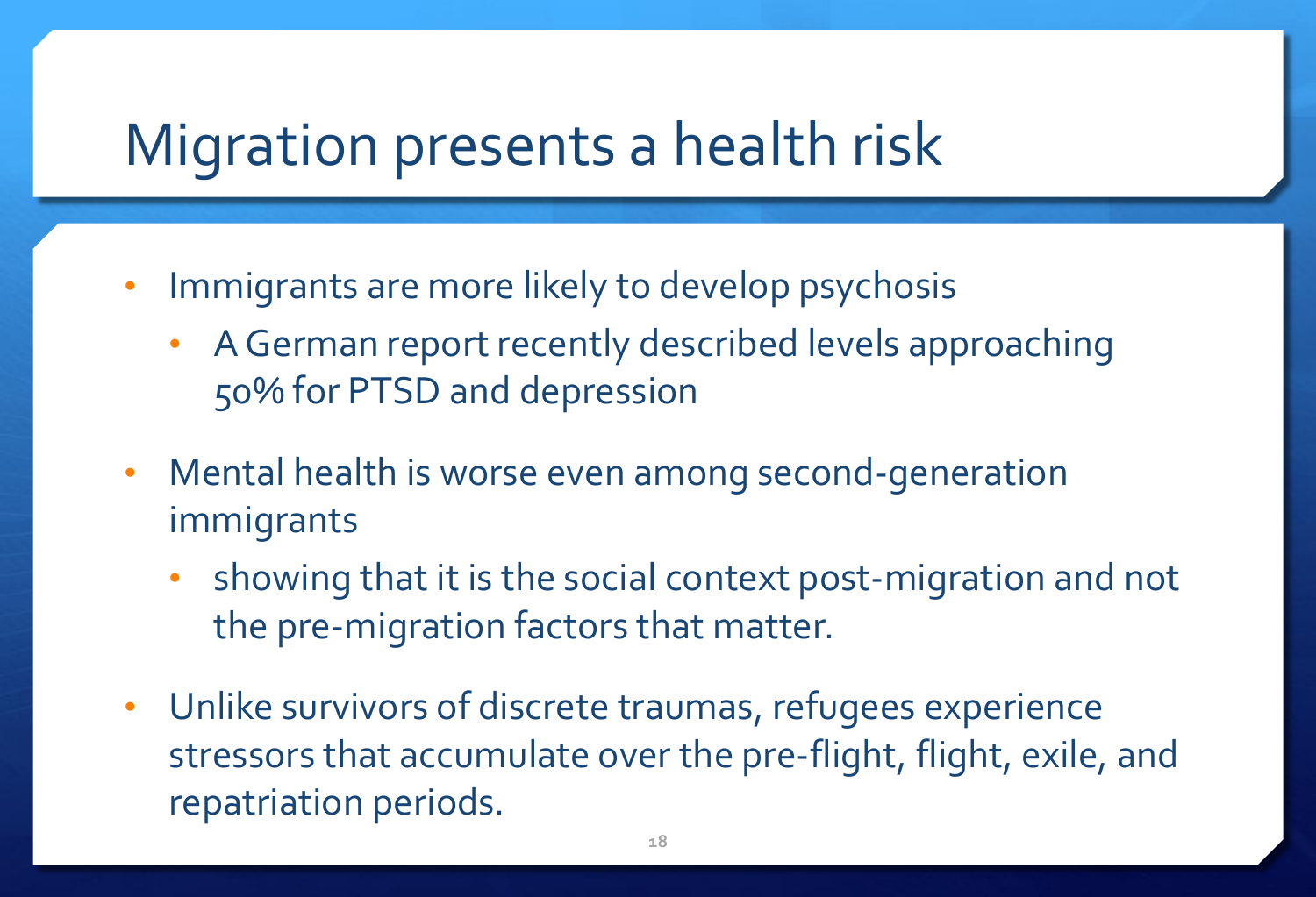# Migration presents a health risk

- Immigrants are more likely to develop psychosis
  - A German report recently described levels approaching 50% for PTSD and depression
- Mental health is worse even among second-generation immigrants
  - showing that it is the social context post-migration and not the pre-migration factors that matter.
- Unlike survivors of discrete traumas, refugees experience stressors that accumulate over the pre-flight, flight, exile, and repatriation periods.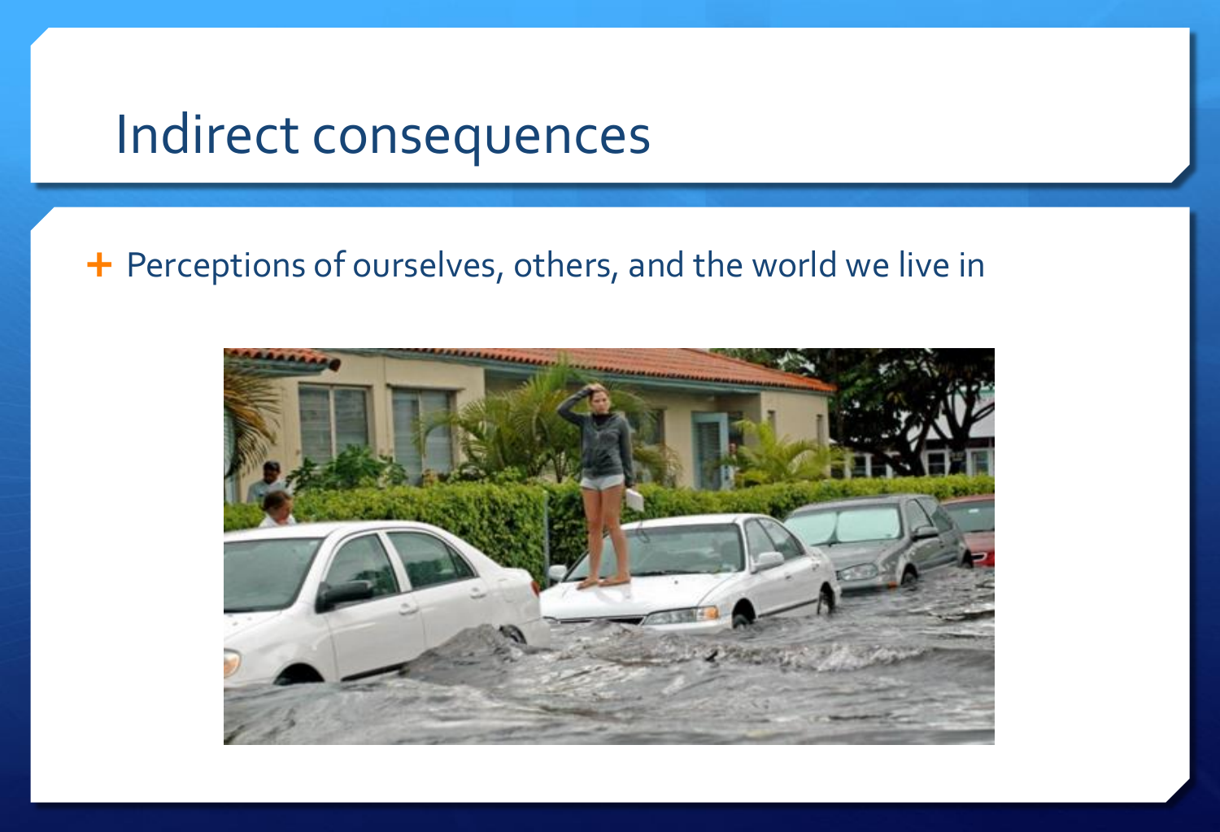# Indirect consequences

- Perceptions of ourselves, others, and the world we live in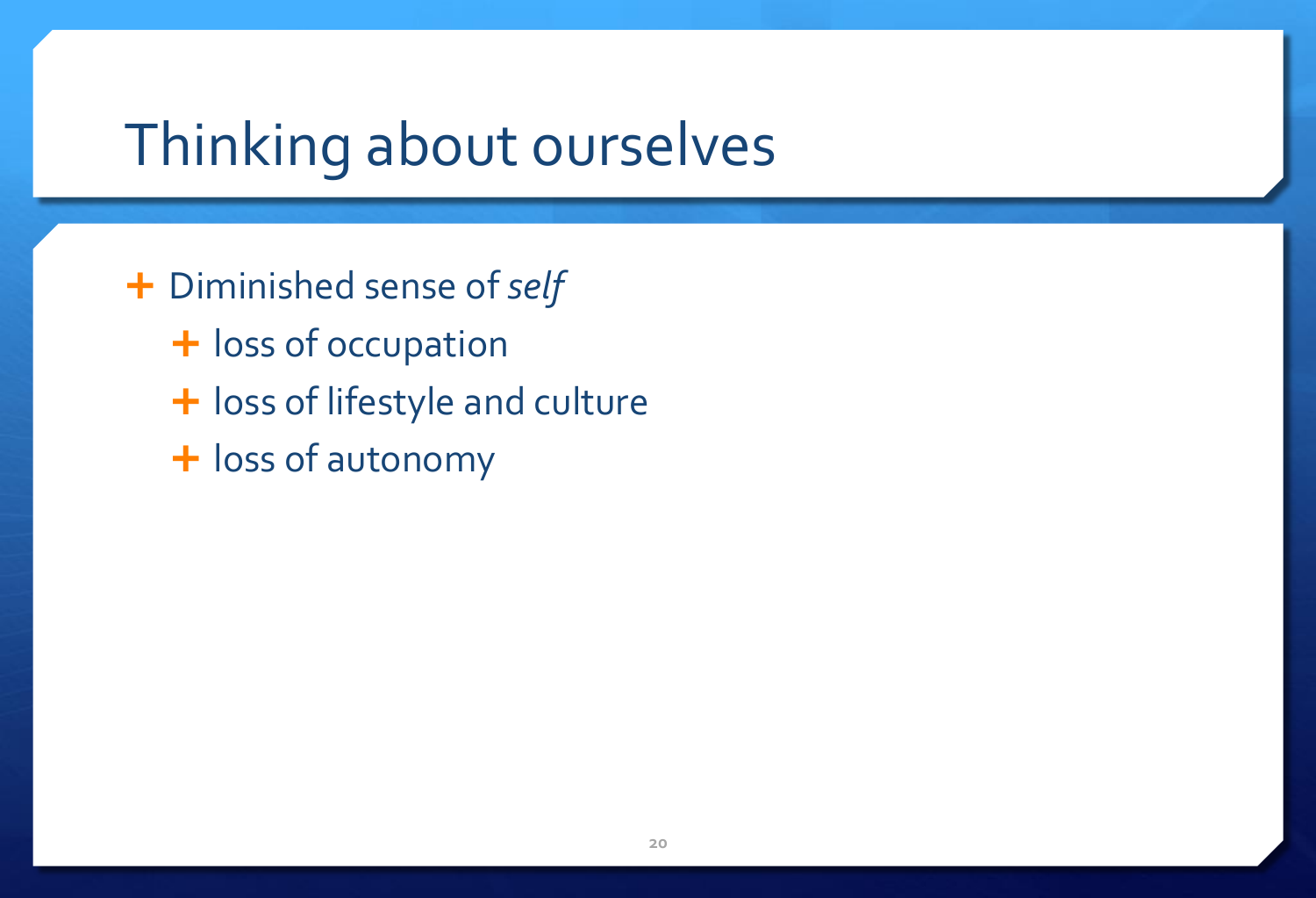# Thinking about ourselves

- Diminished sense of *self*
  - loss of occupation
  - loss of lifestyle and culture
  - loss of autonomy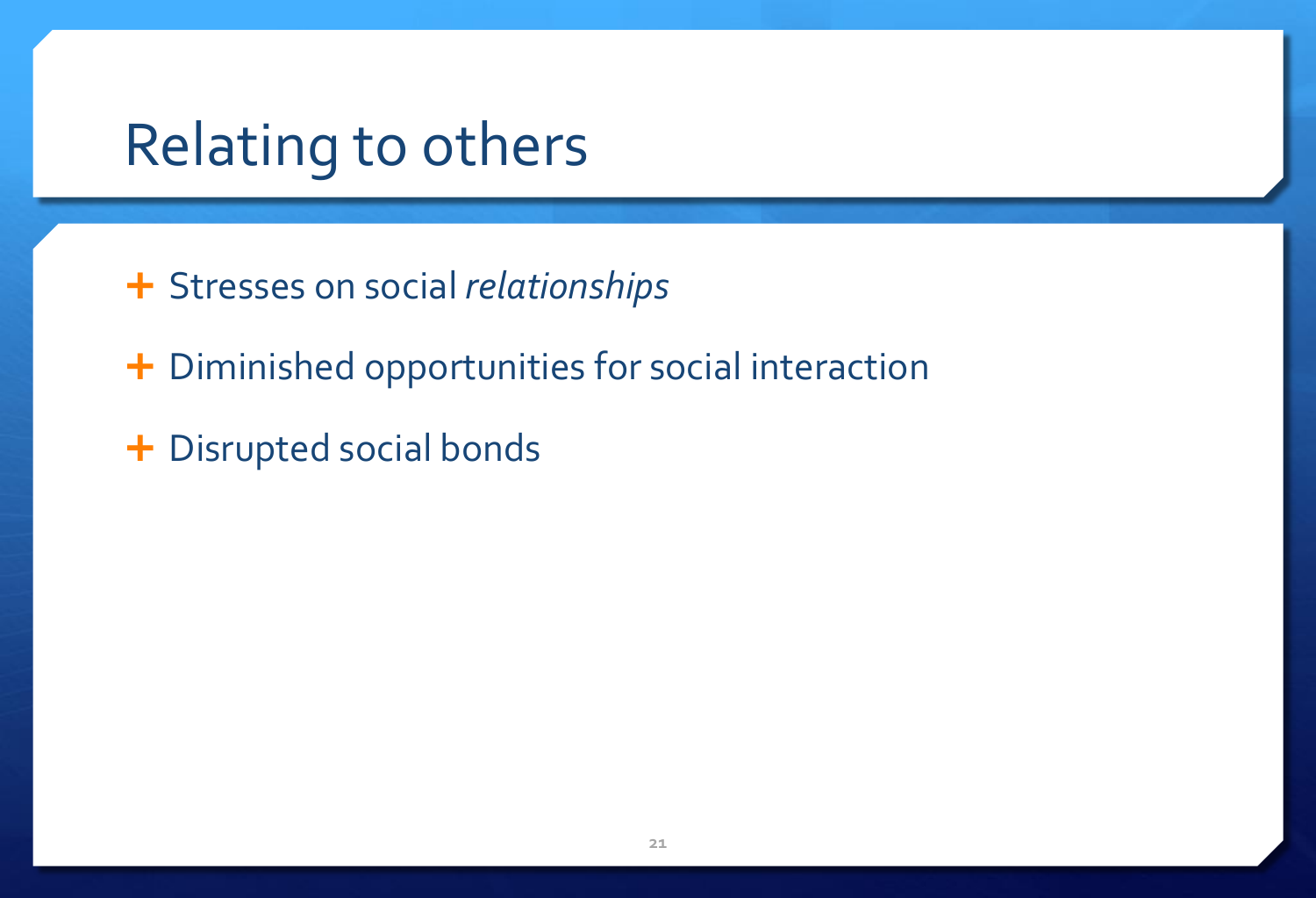# Relating to others

- Stresses on social *relationships*
- Diminished opportunities for social interaction
- Disrupted social bonds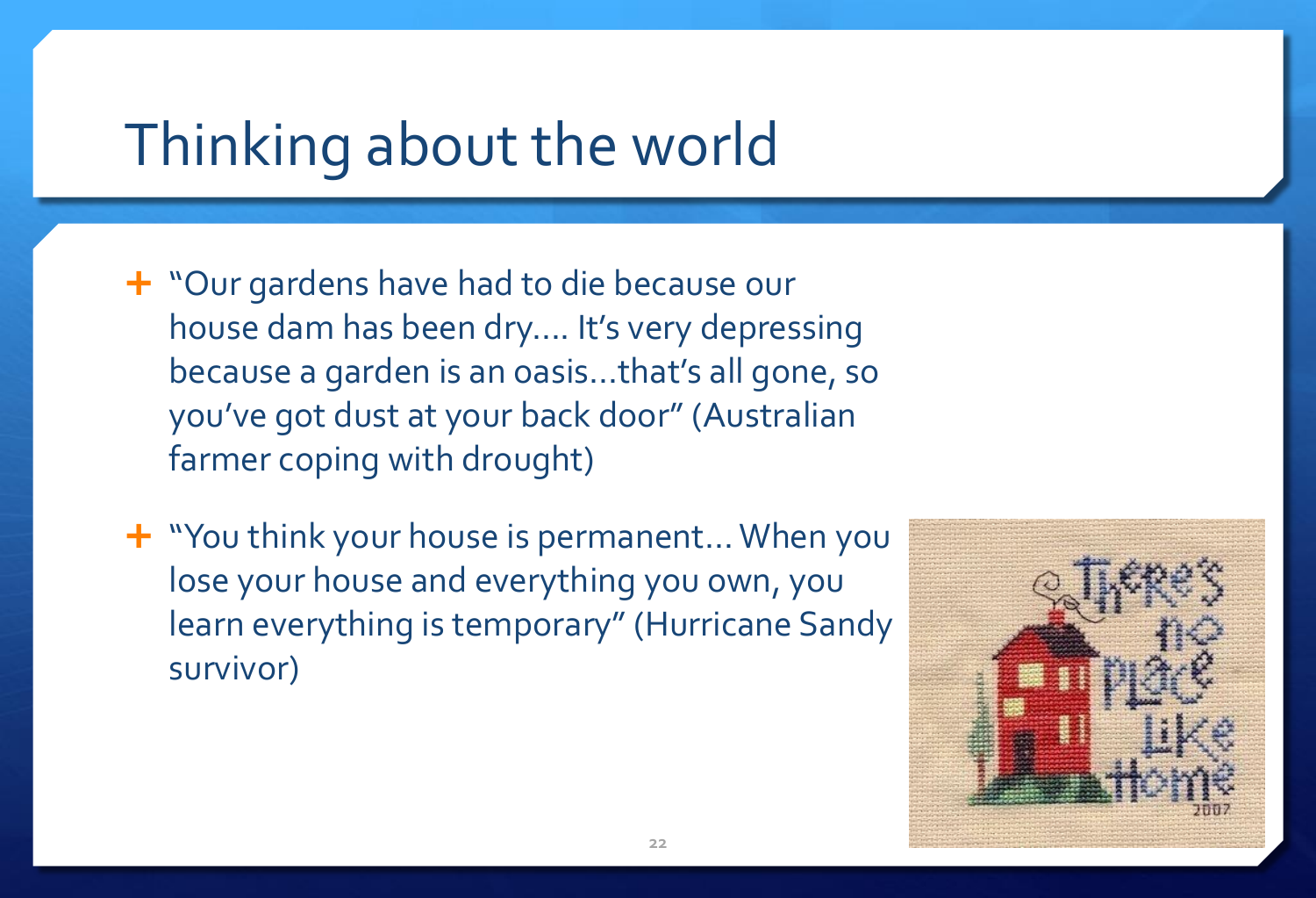# Thinking about the world

- "Our gardens have had to die because our house dam has been dry…. It's very depressing because a garden is an oasis…that's all gone, so you've got dust at your back door" (Australian farmer coping with drought)
- "You think your house is permanent… When you lose your house and everything you own, you learn everything is temporary" (Hurricane Sandy survivor)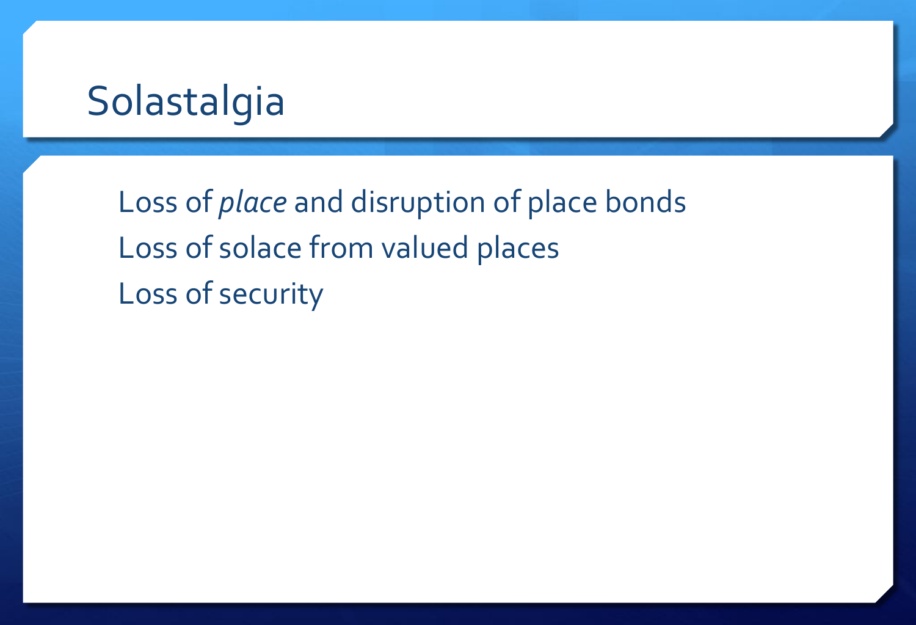# Solastalgia

Loss of *place* and disruption of place bonds

Loss of solace from valued places

Loss of security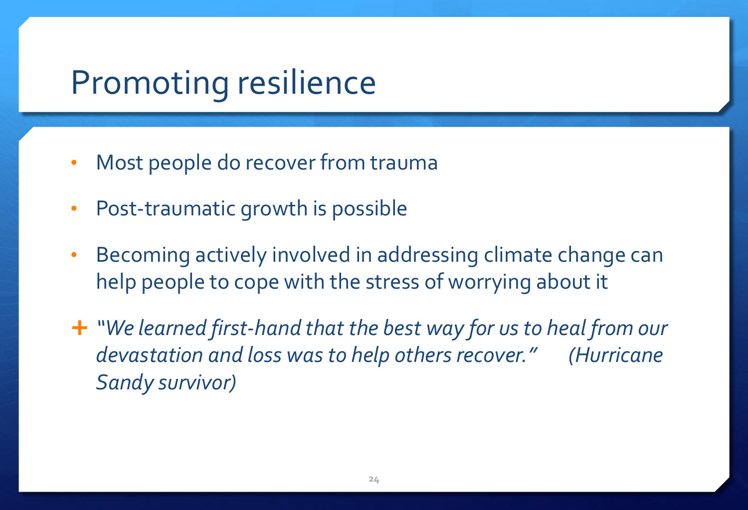# Promoting resilience

- Most people do recover from trauma
- Post-traumatic growth is possible
- Becoming actively involved in addressing climate change can help people to cope with the stress of worrying about it

+ *"We learned first-hand that the best way for us to heal from our devastation and loss was to help others recover."* *(Hurricane Sandy survivor)*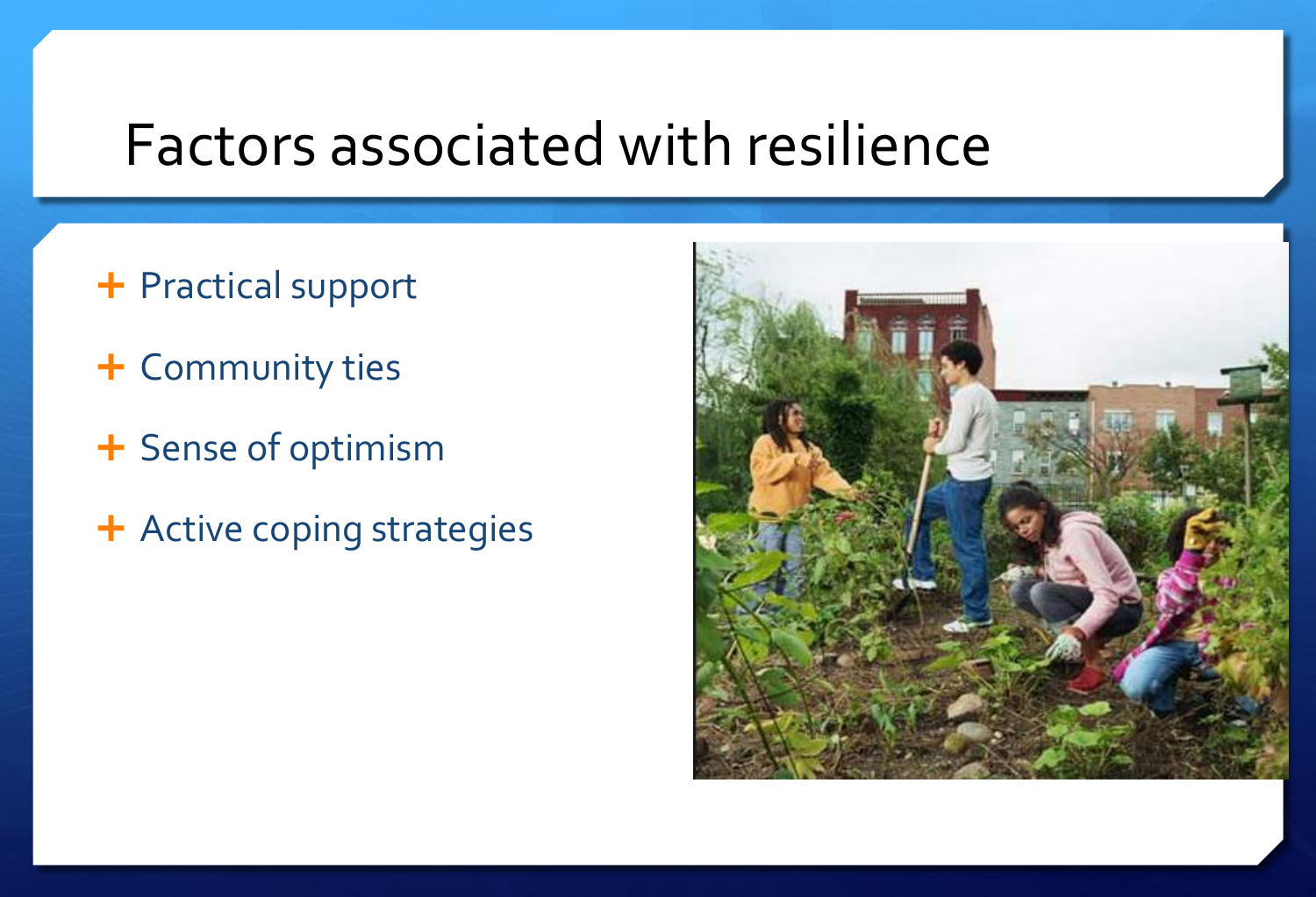# Factors associated with resilience

- Practical support
- Community ties
- Sense of optimism
- Active coping strategies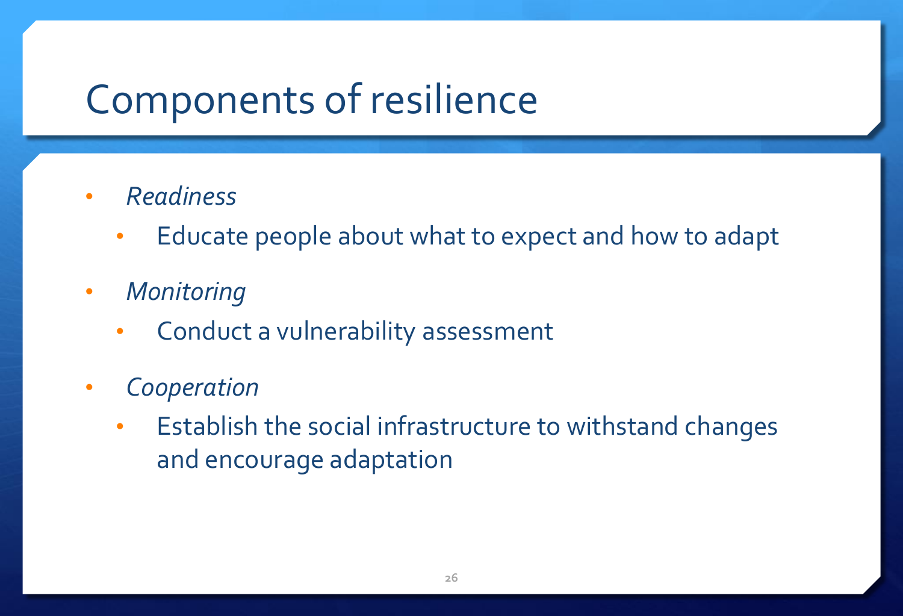# Components of resilience

- *Readiness*
  - Educate people about what to expect and how to adapt
- *Monitoring*
  - Conduct a vulnerability assessment
- *Cooperation*
  - Establish the social infrastructure to withstand changes and encourage adaptation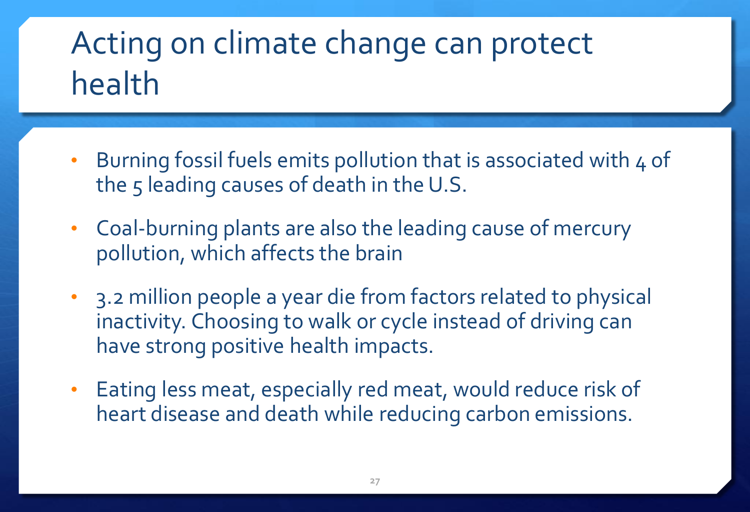# Acting on climate change can protect health

- Burning fossil fuels emits pollution that is associated with 4 of the 5 leading causes of death in the U.S.
- Coal-burning plants are also the leading cause of mercury pollution, which affects the brain
- 3.2 million people a year die from factors related to physical inactivity. Choosing to walk or cycle instead of driving can have strong positive health impacts.
- Eating less meat, especially red meat, would reduce risk of heart disease and death while reducing carbon emissions.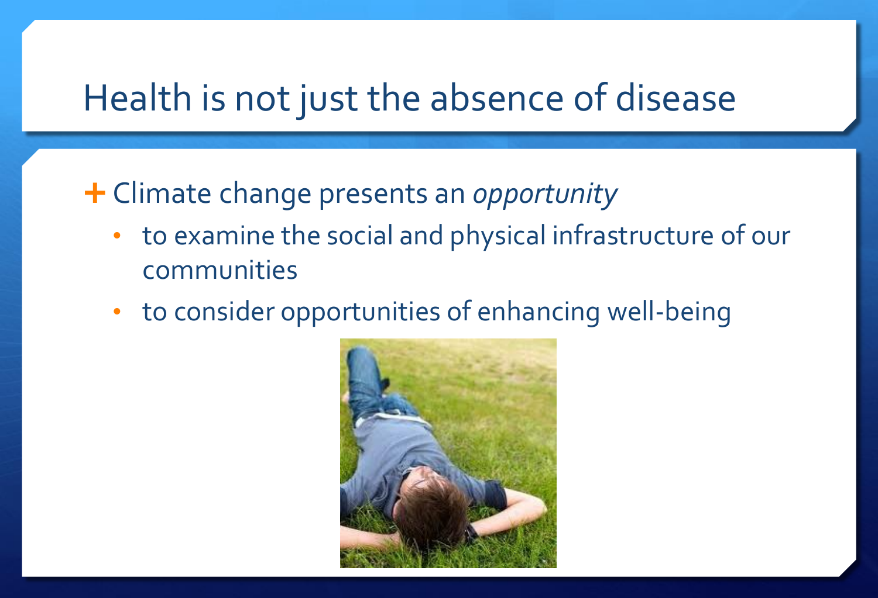# Health is not just the absence of disease

- Climate change presents an *opportunity*
  - to examine the social and physical infrastructure of our communities
  - to consider opportunities of enhancing well-being